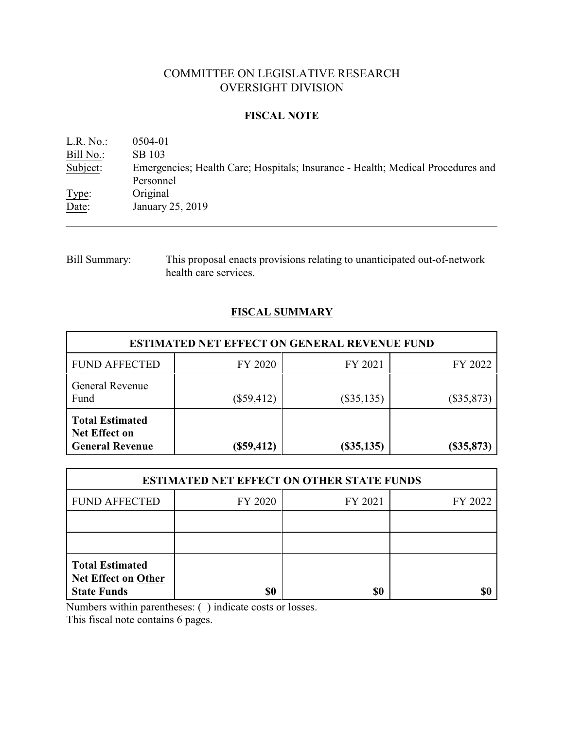# COMMITTEE ON LEGISLATIVE RESEARCH
# OVERSIGHT DIVISION

## FISCAL NOTE

L.R. No.: 0504-01
Bill No.: SB 103
Subject: Emergencies; Health Care; Hospitals; Insurance - Health; Medical Procedures and Personnel
Type: Original
Date: January 25, 2019

---

Bill Summary: This proposal enacts provisions relating to unanticipated out-of-network health care services.

## FISCAL SUMMARY

| ESTIMATED NET EFFECT ON GENERAL REVENUE FUND | | | |
|---|---|---|---|
| FUND AFFECTED | FY 2020 | FY 2021 | FY 2022 |
| General Revenue Fund | ($59,412) | ($35,135) | ($35,873) |
| **Total Estimated Net Effect on General Revenue** | **($59,412)** | **($35,135)** | **($35,873)** |

| ESTIMATED NET EFFECT ON OTHER STATE FUNDS | | | |
|---|---|---|---|
| FUND AFFECTED | FY 2020 | FY 2021 | FY 2022 |
| | | | |
| | | | |
| **Total Estimated Net Effect on Other State Funds** | **$0** | **$0** | **$0** |

Numbers within parentheses: ( ) indicate costs or losses.
This fiscal note contains 6 pages.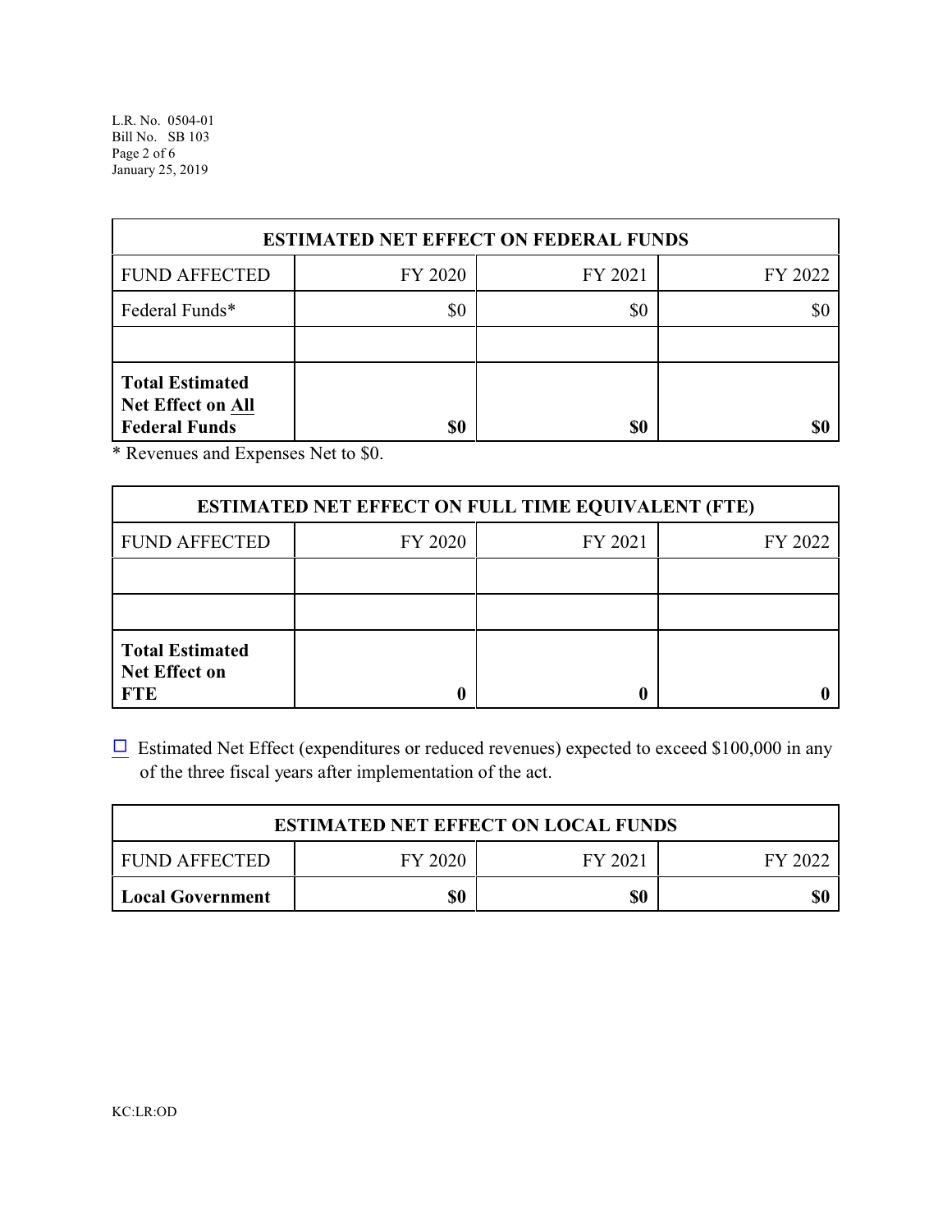| ESTIMATED NET EFFECT ON FEDERAL FUNDS | | | |
|---|---|---|---|
| FUND AFFECTED | FY 2020 | FY 2021 | FY 2022 |
| Federal Funds* | $0 | $0 | $0 |
| | | | |
| **Total Estimated Net Effect on All Federal Funds** | **$0** | **$0** | **$0** |

\* Revenues and Expenses Net to $0.

| ESTIMATED NET EFFECT ON FULL TIME EQUIVALENT (FTE) | | | |
|---|---|---|---|
| FUND AFFECTED | FY 2020 | FY 2021 | FY 2022 |
| | | | |
| | | | |
| **Total Estimated Net Effect on FTE** | **0** | **0** | **0** |

☐ Estimated Net Effect (expenditures or reduced revenues) expected to exceed $100,000 in any of the three fiscal years after implementation of the act.

| ESTIMATED NET EFFECT ON LOCAL FUNDS | | | |
|---|---|---|---|
| FUND AFFECTED | FY 2020 | FY 2021 | FY 2022 |
| **Local Government** | **$0** | **$0** | **$0** |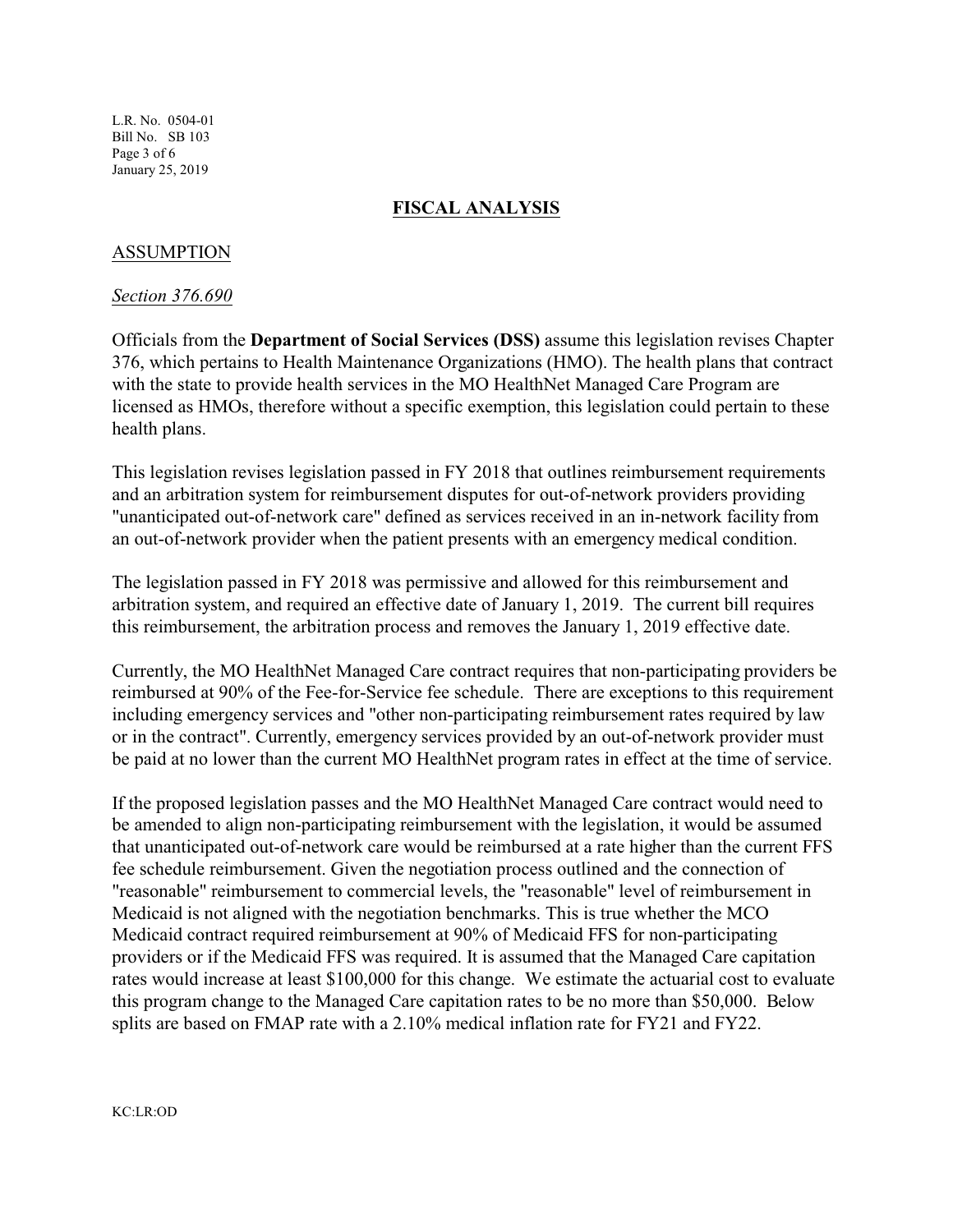## FISCAL ANALYSIS

### ASSUMPTION

*Section 376.690*

Officials from the **Department of Social Services (DSS)** assume this legislation revises Chapter 376, which pertains to Health Maintenance Organizations (HMO). The health plans that contract with the state to provide health services in the MO HealthNet Managed Care Program are licensed as HMOs, therefore without a specific exemption, this legislation could pertain to these health plans.

This legislation revises legislation passed in FY 2018 that outlines reimbursement requirements and an arbitration system for reimbursement disputes for out-of-network providers providing "unanticipated out-of-network care" defined as services received in an in-network facility from an out-of-network provider when the patient presents with an emergency medical condition.

The legislation passed in FY 2018 was permissive and allowed for this reimbursement and arbitration system, and required an effective date of January 1, 2019. The current bill requires this reimbursement, the arbitration process and removes the January 1, 2019 effective date.

Currently, the MO HealthNet Managed Care contract requires that non-participating providers be reimbursed at 90% of the Fee-for-Service fee schedule. There are exceptions to this requirement including emergency services and "other non-participating reimbursement rates required by law or in the contract". Currently, emergency services provided by an out-of-network provider must be paid at no lower than the current MO HealthNet program rates in effect at the time of service.

If the proposed legislation passes and the MO HealthNet Managed Care contract would need to be amended to align non-participating reimbursement with the legislation, it would be assumed that unanticipated out-of-network care would be reimbursed at a rate higher than the current FFS fee schedule reimbursement. Given the negotiation process outlined and the connection of "reasonable" reimbursement to commercial levels, the "reasonable" level of reimbursement in Medicaid is not aligned with the negotiation benchmarks. This is true whether the MCO Medicaid contract required reimbursement at 90% of Medicaid FFS for non-participating providers or if the Medicaid FFS was required. It is assumed that the Managed Care capitation rates would increase at least $100,000 for this change. We estimate the actuarial cost to evaluate this program change to the Managed Care capitation rates to be no more than $50,000. Below splits are based on FMAP rate with a 2.10% medical inflation rate for FY21 and FY22.

KC:LR:OD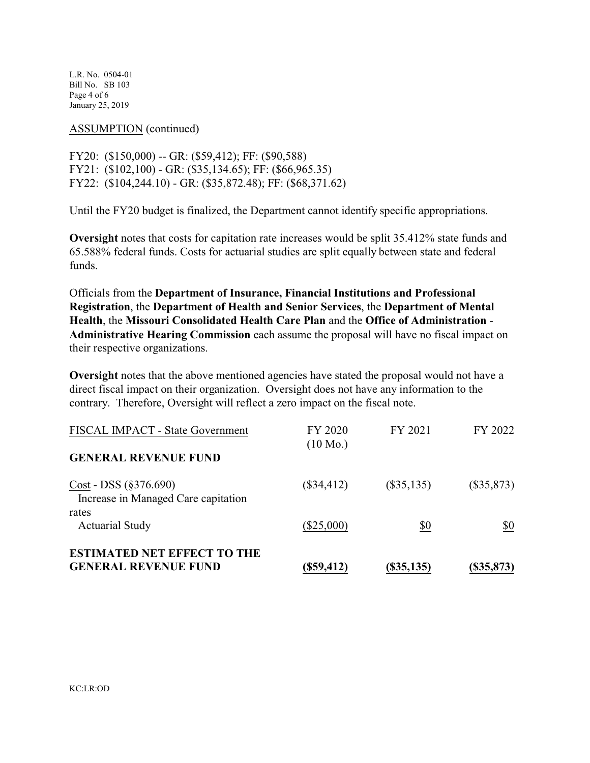ASSUMPTION (continued)

FY20: ($150,000) -- GR: ($59,412); FF: ($90,588)
FY21: ($102,100) - GR: ($35,134.65); FF: ($66,965.35)
FY22: ($104,244.10) - GR: ($35,872.48); FF: ($68,371.62)

Until the FY20 budget is finalized, the Department cannot identify specific appropriations.

**Oversight** notes that costs for capitation rate increases would be split 35.412% state funds and 65.588% federal funds. Costs for actuarial studies are split equally between state and federal funds.

Officials from the **Department of Insurance, Financial Institutions and Professional Registration**, the **Department of Health and Senior Services**, the **Department of Mental Health**, the **Missouri Consolidated Health Care Plan** and the **Office of Administration - Administrative Hearing Commission** each assume the proposal will have no fiscal impact on their respective organizations.

**Oversight** notes that the above mentioned agencies have stated the proposal would not have a direct fiscal impact on their organization. Oversight does not have any information to the contrary. Therefore, Oversight will reflect a zero impact on the fiscal note.

| FISCAL IMPACT - State Government | FY 2020 (10 Mo.) | FY 2021 | FY 2022 |
|---|---|---|---|
| **GENERAL REVENUE FUND** | | | |
| Cost - DSS (§376.690) Increase in Managed Care capitation rates | ($34,412) | ($35,135) | ($35,873) |
| Actuarial Study | ($25,000) | $0 | $0 |
| **ESTIMATED NET EFFECT TO THE GENERAL REVENUE FUND** | **($59,412)** | **($35,135)** | **($35,873)** |

KC:LR:OD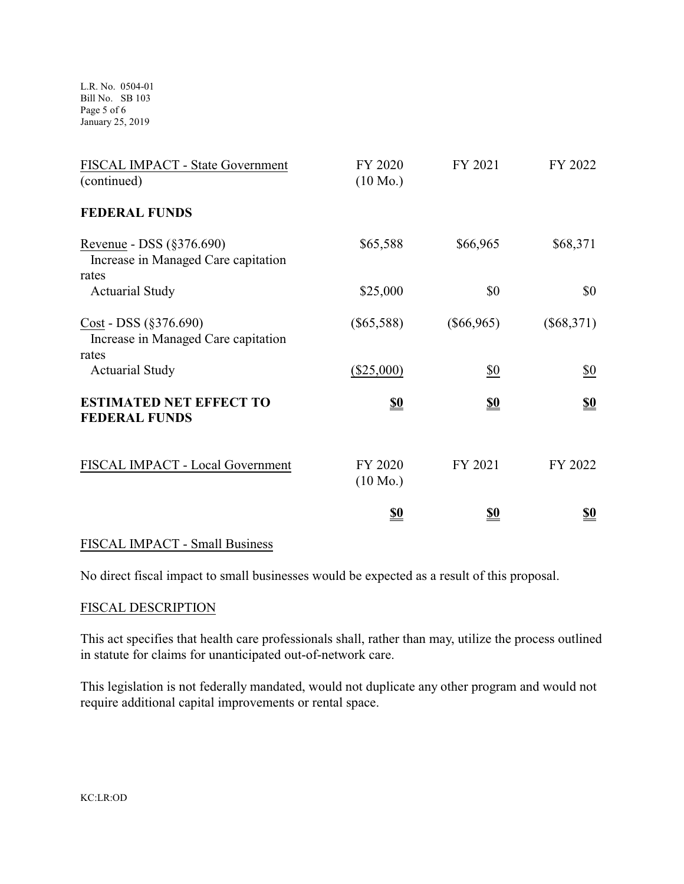| FISCAL IMPACT - State Government (continued) | FY 2020 (10 Mo.) | FY 2021 | FY 2022 |
|---|---|---|---|
| **FEDERAL FUNDS** | | | |
| Revenue - DSS (§376.690) Increase in Managed Care capitation rates | $65,588 | $66,965 | $68,371 |
| Actuarial Study | $25,000 | $0 | $0 |
| Cost - DSS (§376.690) Increase in Managed Care capitation rates | ($65,588) | ($66,965) | ($68,371) |
| Actuarial Study | ($25,000) | $0 | $0 |
| **ESTIMATED NET EFFECT TO FEDERAL FUNDS** | **$0** | **$0** | **$0** |

| FISCAL IMPACT - Local Government | FY 2020 (10 Mo.) | FY 2021 | FY 2022 |
|---|---|---|---|
| | **$0** | **$0** | **$0** |

## FISCAL IMPACT - Small Business

No direct fiscal impact to small businesses would be expected as a result of this proposal.

## FISCAL DESCRIPTION

This act specifies that health care professionals shall, rather than may, utilize the process outlined in statute for claims for unanticipated out-of-network care.

This legislation is not federally mandated, would not duplicate any other program and would not require additional capital improvements or rental space.

KC:LR:OD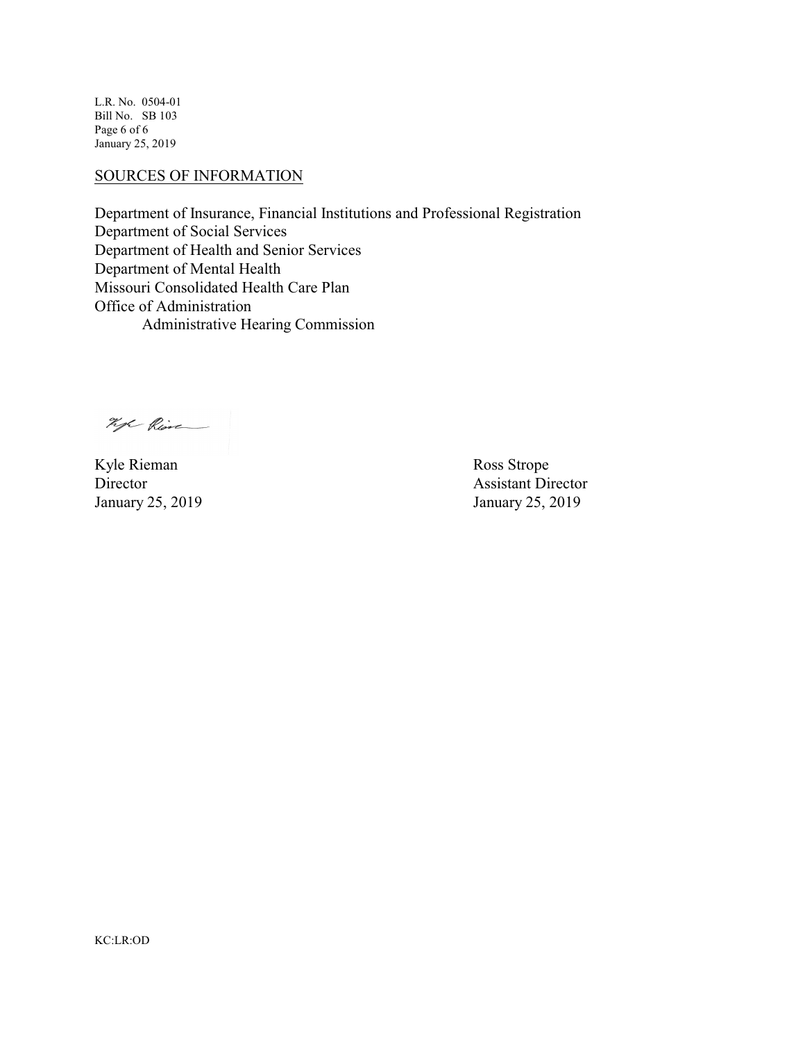## SOURCES OF INFORMATION

Department of Insurance, Financial Institutions and Professional Registration
Department of Social Services
Department of Health and Senior Services
Department of Mental Health
Missouri Consolidated Health Care Plan
Office of Administration
    Administrative Hearing Commission

| | |
|---|---|
| Kyle Rieman | Ross Strope |
| Director | Assistant Director |
| January 25, 2019 | January 25, 2019 |

KC:LR:OD